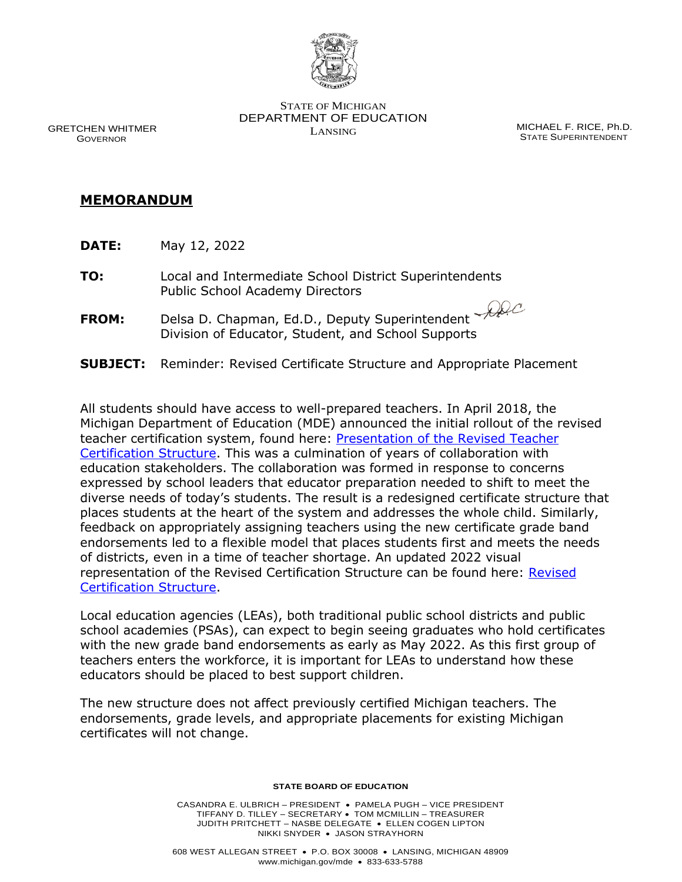STATE OF MICHIGAN
DEPARTMENT OF EDUCATION
LANSING

GRETCHEN WHITMER
GOVERNOR

MICHAEL F. RICE, Ph.D.
STATE SUPERINTENDENT

# MEMORANDUM

**DATE:** May 12, 2022

**TO:** Local and Intermediate School District Superintendents
Public School Academy Directors

**FROM:** Delsa D. Chapman, Ed.D., Deputy Superintendent
Division of Educator, Student, and School Supports

**SUBJECT:** Reminder: Revised Certificate Structure and Appropriate Placement

All students should have access to well-prepared teachers. In April 2018, the Michigan Department of Education (MDE) announced the initial rollout of the revised teacher certification system, found here: Presentation of the Revised Teacher Certification Structure. This was a culmination of years of collaboration with education stakeholders. The collaboration was formed in response to concerns expressed by school leaders that educator preparation needed to shift to meet the diverse needs of today's students. The result is a redesigned certificate structure that places students at the heart of the system and addresses the whole child. Similarly, feedback on appropriately assigning teachers using the new certificate grade band endorsements led to a flexible model that places students first and meets the needs of districts, even in a time of teacher shortage. An updated 2022 visual representation of the Revised Certification Structure can be found here: Revised Certification Structure.

Local education agencies (LEAs), both traditional public school districts and public school academies (PSAs), can expect to begin seeing graduates who hold certificates with the new grade band endorsements as early as May 2022. As this first group of teachers enters the workforce, it is important for LEAs to understand how these educators should be placed to best support children.

The new structure does not affect previously certified Michigan teachers. The endorsements, grade levels, and appropriate placements for existing Michigan certificates will not change.

STATE BOARD OF EDUCATION

CASANDRA E. ULBRICH – PRESIDENT • PAMELA PUGH – VICE PRESIDENT
TIFFANY D. TILLEY – SECRETARY • TOM MCMILLIN – TREASURER
JUDITH PRITCHETT – NASBE DELEGATE • ELLEN COGEN LIPTON
NIKKI SNYDER • JASON STRAYHORN

608 WEST ALLEGAN STREET • P.O. BOX 30008 • LANSING, MICHIGAN 48909
www.michigan.gov/mde • 833-633-5788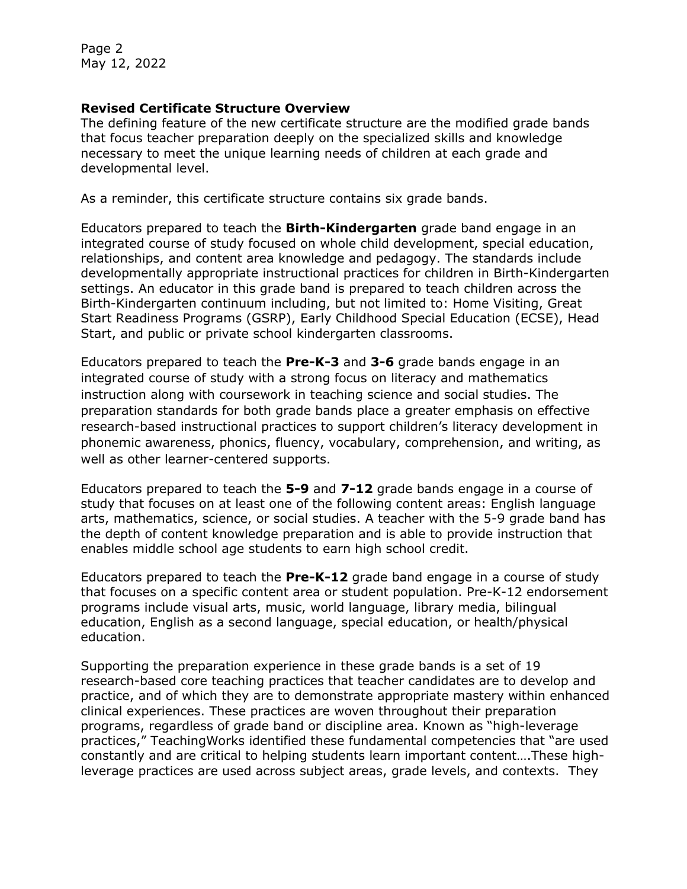**Revised Certificate Structure Overview**

The defining feature of the new certificate structure are the modified grade bands that focus teacher preparation deeply on the specialized skills and knowledge necessary to meet the unique learning needs of children at each grade and developmental level.

As a reminder, this certificate structure contains six grade bands.

Educators prepared to teach the **Birth-Kindergarten** grade band engage in an integrated course of study focused on whole child development, special education, relationships, and content area knowledge and pedagogy. The standards include developmentally appropriate instructional practices for children in Birth-Kindergarten settings. An educator in this grade band is prepared to teach children across the Birth-Kindergarten continuum including, but not limited to: Home Visiting, Great Start Readiness Programs (GSRP), Early Childhood Special Education (ECSE), Head Start, and public or private school kindergarten classrooms.

Educators prepared to teach the **Pre-K-3** and **3-6** grade bands engage in an integrated course of study with a strong focus on literacy and mathematics instruction along with coursework in teaching science and social studies. The preparation standards for both grade bands place a greater emphasis on effective research-based instructional practices to support children's literacy development in phonemic awareness, phonics, fluency, vocabulary, comprehension, and writing, as well as other learner-centered supports.

Educators prepared to teach the **5-9** and **7-12** grade bands engage in a course of study that focuses on at least one of the following content areas: English language arts, mathematics, science, or social studies. A teacher with the 5-9 grade band has the depth of content knowledge preparation and is able to provide instruction that enables middle school age students to earn high school credit.

Educators prepared to teach the **Pre-K-12** grade band engage in a course of study that focuses on a specific content area or student population. Pre-K-12 endorsement programs include visual arts, music, world language, library media, bilingual education, English as a second language, special education, or health/physical education.

Supporting the preparation experience in these grade bands is a set of 19 research-based core teaching practices that teacher candidates are to develop and practice, and of which they are to demonstrate appropriate mastery within enhanced clinical experiences. These practices are woven throughout their preparation programs, regardless of grade band or discipline area. Known as "high-leverage practices," TeachingWorks identified these fundamental competencies that "are used constantly and are critical to helping students learn important content….These high-leverage practices are used across subject areas, grade levels, and contexts. They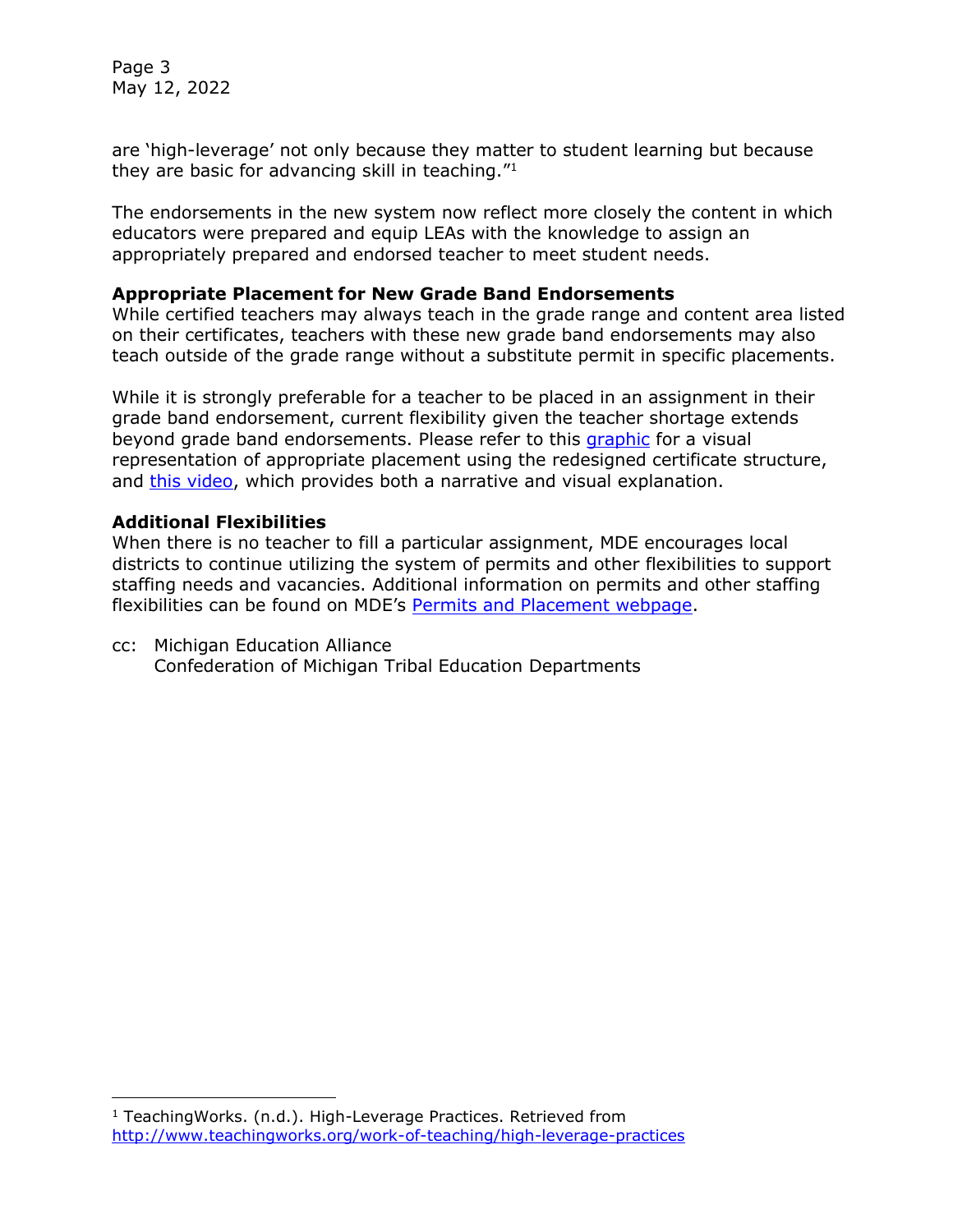are 'high-leverage' not only because they matter to student learning but because they are basic for advancing skill in teaching."[1]

The endorsements in the new system now reflect more closely the content in which educators were prepared and equip LEAs with the knowledge to assign an appropriately prepared and endorsed teacher to meet student needs.

**Appropriate Placement for New Grade Band Endorsements**

While certified teachers may always teach in the grade range and content area listed on their certificates, teachers with these new grade band endorsements may also teach outside of the grade range without a substitute permit in specific placements.

While it is strongly preferable for a teacher to be placed in an assignment in their grade band endorsement, current flexibility given the teacher shortage extends beyond grade band endorsements. Please refer to this graphic for a visual representation of appropriate placement using the redesigned certificate structure, and this video, which provides both a narrative and visual explanation.

**Additional Flexibilities**

When there is no teacher to fill a particular assignment, MDE encourages local districts to continue utilizing the system of permits and other flexibilities to support staffing needs and vacancies. Additional information on permits and other staffing flexibilities can be found on MDE's Permits and Placement webpage.

cc: Michigan Education Alliance
Confederation of Michigan Tribal Education Departments

---

[1] TeachingWorks. (n.d.). High-Leverage Practices. Retrieved from http://www.teachingworks.org/work-of-teaching/high-leverage-practices